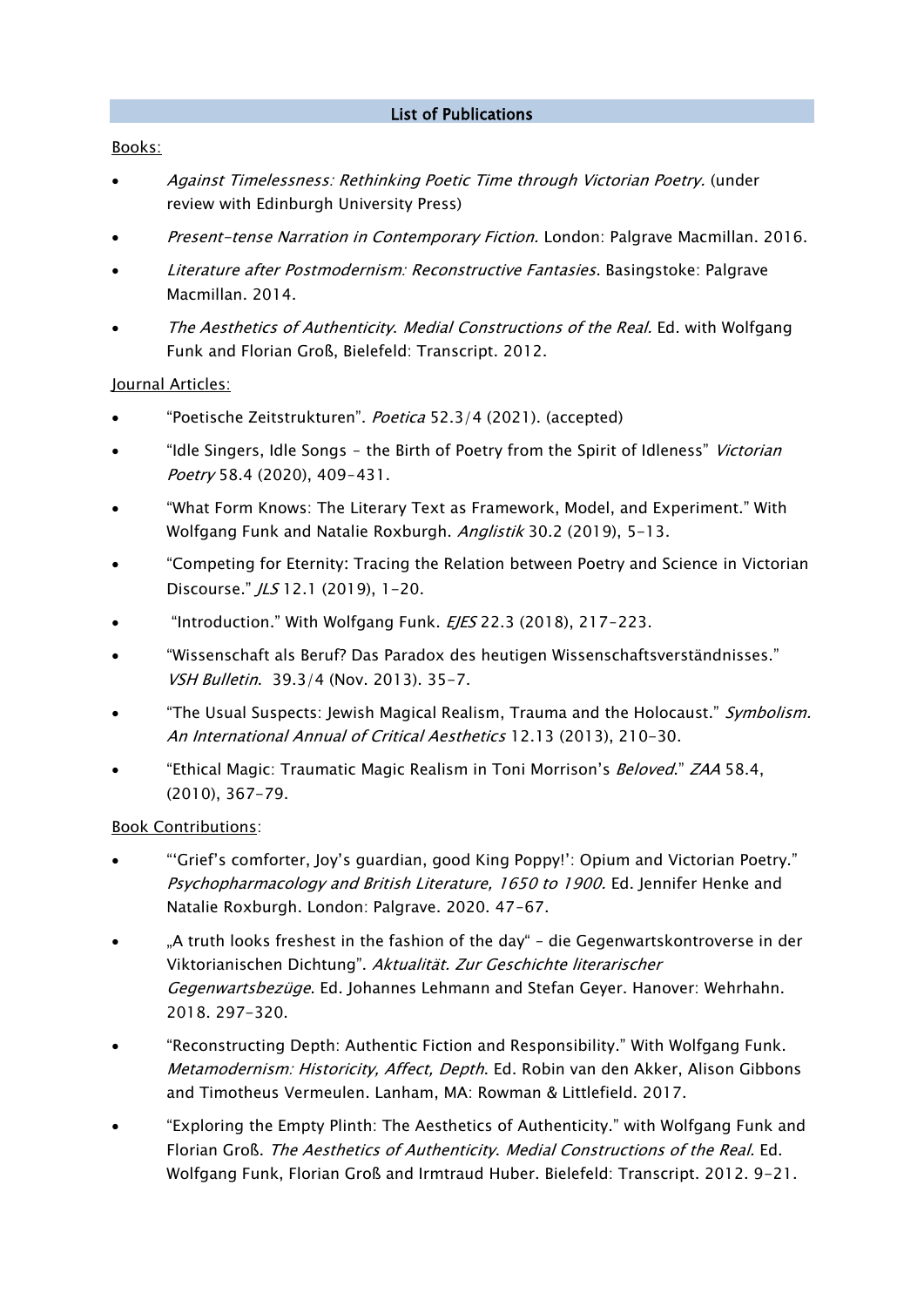## List of Publications

Books:

- *Against Timelessness: Rethinking Poetic Time through Victorian Poetry.* (under review with Edinburgh University Press)
- *Present-tense Narration in Contemporary Fiction.* London: Palgrave Macmillan. 2016.
- *Literature after Postmodernism: Reconstructive Fantasies*. Basingstoke: Palgrave Macmillan. 2014.
- *The Aesthetics of Authenticity. Medial Constructions of the Real.* Ed. with Wolfgang Funk and Florian Groß, Bielefeld: Transcript. 2012.

Journal Articles:

- "Poetische Zeitstrukturen". *Poetica* 52.3/4 (2021). (accepted)
- "Idle Singers, Idle Songs – the Birth of Poetry from the Spirit of Idleness" *Victorian Poetry* 58.4 (2020), 409-431.
- "What Form Knows: The Literary Text as Framework, Model, and Experiment." With Wolfgang Funk and Natalie Roxburgh. *Anglistik* 30.2 (2019), 5-13.
- "Competing for Eternity: Tracing the Relation between Poetry and Science in Victorian Discourse." *JLS* 12.1 (2019), 1-20.
- "Introduction." With Wolfgang Funk. *EJES* 22.3 (2018), 217-223.
- "Wissenschaft als Beruf? Das Paradox des heutigen Wissenschaftsverständnisses." *VSH Bulletin*. 39.3/4 (Nov. 2013). 35-7.
- "The Usual Suspects: Jewish Magical Realism, Trauma and the Holocaust." *Symbolism. An International Annual of Critical Aesthetics* 12.13 (2013), 210-30.
- "Ethical Magic: Traumatic Magic Realism in Toni Morrison's *Beloved*." *ZAA* 58.4, (2010), 367-79.

Book Contributions:

- "'Grief's comforter, Joy's guardian, good King Poppy!': Opium and Victorian Poetry." *Psychopharmacology and British Literature, 1650 to 1900.* Ed. Jennifer Henke and Natalie Roxburgh. London: Palgrave. 2020. 47-67.
- „A truth looks freshest in the fashion of the day" – die Gegenwartskontroverse in der Viktorianischen Dichtung". *Aktualität. Zur Geschichte literarischer Gegenwartsbezüge*. Ed. Johannes Lehmann and Stefan Geyer. Hanover: Wehrhahn. 2018. 297-320.
- "Reconstructing Depth: Authentic Fiction and Responsibility." With Wolfgang Funk. *Metamodernism: Historicity, Affect, Depth*. Ed. Robin van den Akker, Alison Gibbons and Timotheus Vermeulen. Lanham, MA: Rowman & Littlefield. 2017.
- "Exploring the Empty Plinth: The Aesthetics of Authenticity." with Wolfgang Funk and Florian Groß. *The Aesthetics of Authenticity. Medial Constructions of the Real.* Ed. Wolfgang Funk, Florian Groß and Irmtraud Huber. Bielefeld: Transcript. 2012. 9-21.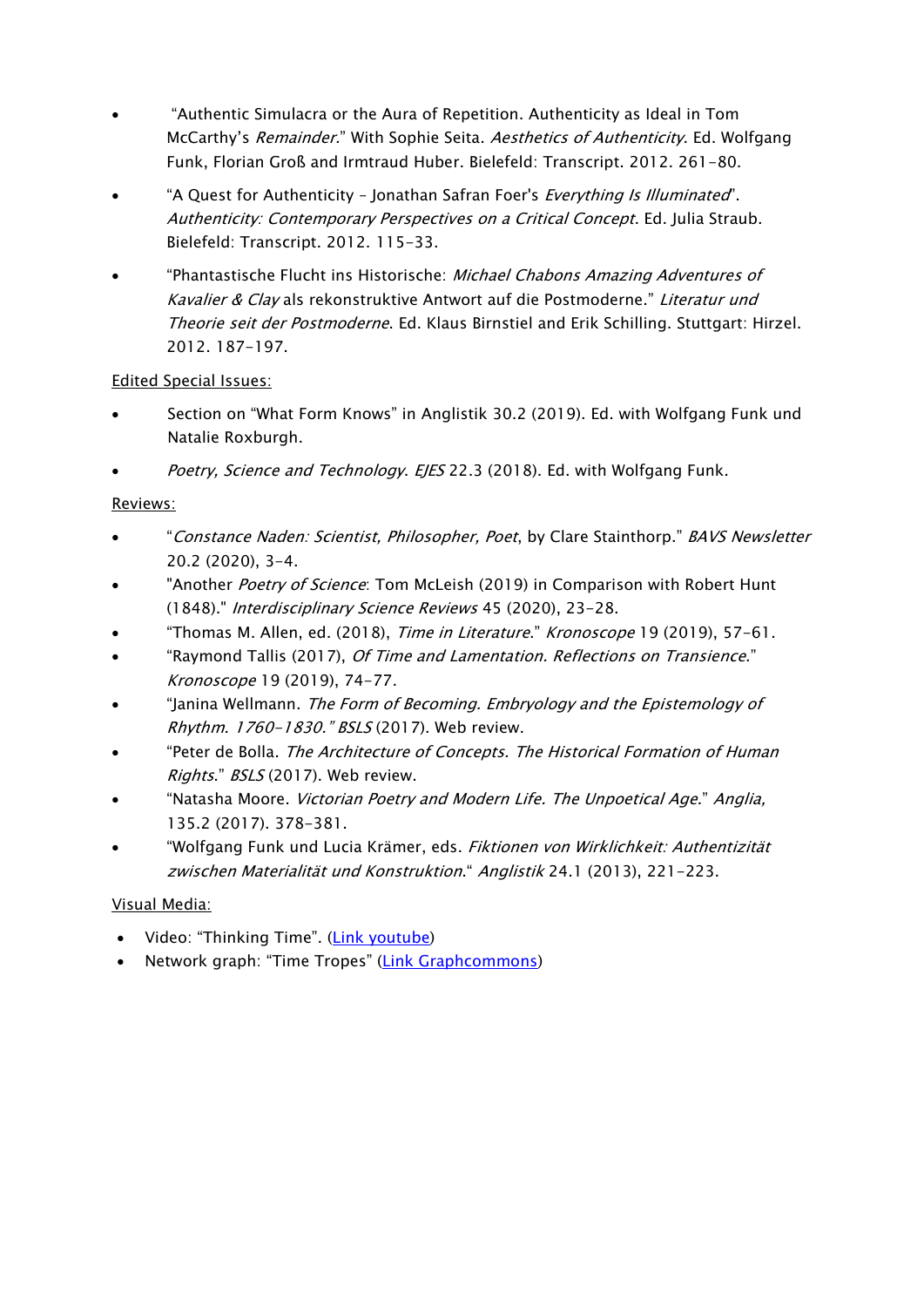- "Authentic Simulacra or the Aura of Repetition. Authenticity as Ideal in Tom McCarthy's *Remainder*." With Sophie Seita. *Aesthetics of Authenticity*. Ed. Wolfgang Funk, Florian Groß and Irmtraud Huber. Bielefeld: Transcript. 2012. 261-80.
- "A Quest for Authenticity – Jonathan Safran Foer's *Everything Is Illuminated*". *Authenticity: Contemporary Perspectives on a Critical Concept*. Ed. Julia Straub. Bielefeld: Transcript. 2012. 115-33.
- "Phantastische Flucht ins Historische: *Michael Chabons Amazing Adventures of Kavalier & Clay* als rekonstruktive Antwort auf die Postmoderne." *Literatur und Theorie seit der Postmoderne*. Ed. Klaus Birnstiel and Erik Schilling. Stuttgart: Hirzel. 2012. 187-197.

Edited Special Issues:

- Section on "What Form Knows" in Anglistik 30.2 (2019). Ed. with Wolfgang Funk und Natalie Roxburgh.
- *Poetry, Science and Technology*. *EJES* 22.3 (2018). Ed. with Wolfgang Funk.

Reviews:

- "*Constance Naden: Scientist, Philosopher, Poet*, by Clare Stainthorp." *BAVS Newsletter* 20.2 (2020), 3-4.
- "Another *Poetry of Science*: Tom McLeish (2019) in Comparison with Robert Hunt (1848)." *Interdisciplinary Science Reviews* 45 (2020), 23-28.
- "Thomas M. Allen, ed. (2018), *Time in Literature*." *Kronoscope* 19 (2019), 57-61.
- "Raymond Tallis (2017), *Of Time and Lamentation. Reflections on Transience*." *Kronoscope* 19 (2019), 74-77.
- "Janina Wellmann. *The Form of Becoming. Embryology and the Epistemology of Rhythm. 1760-1830." BSLS* (2017). Web review.
- "Peter de Bolla. *The Architecture of Concepts. The Historical Formation of Human Rights*." *BSLS* (2017). Web review.
- "Natasha Moore. *Victorian Poetry and Modern Life. The Unpoetical Age*." *Anglia*, 135.2 (2017). 378-381.
- "Wolfgang Funk und Lucia Krämer, eds. *Fiktionen von Wirklichkeit: Authentizität zwischen Materialität und Konstruktion*." *Anglistik* 24.1 (2013), 221-223.

Visual Media:

- Video: "Thinking Time". (Link youtube)
- Network graph: "Time Tropes" (Link Graphcommons)